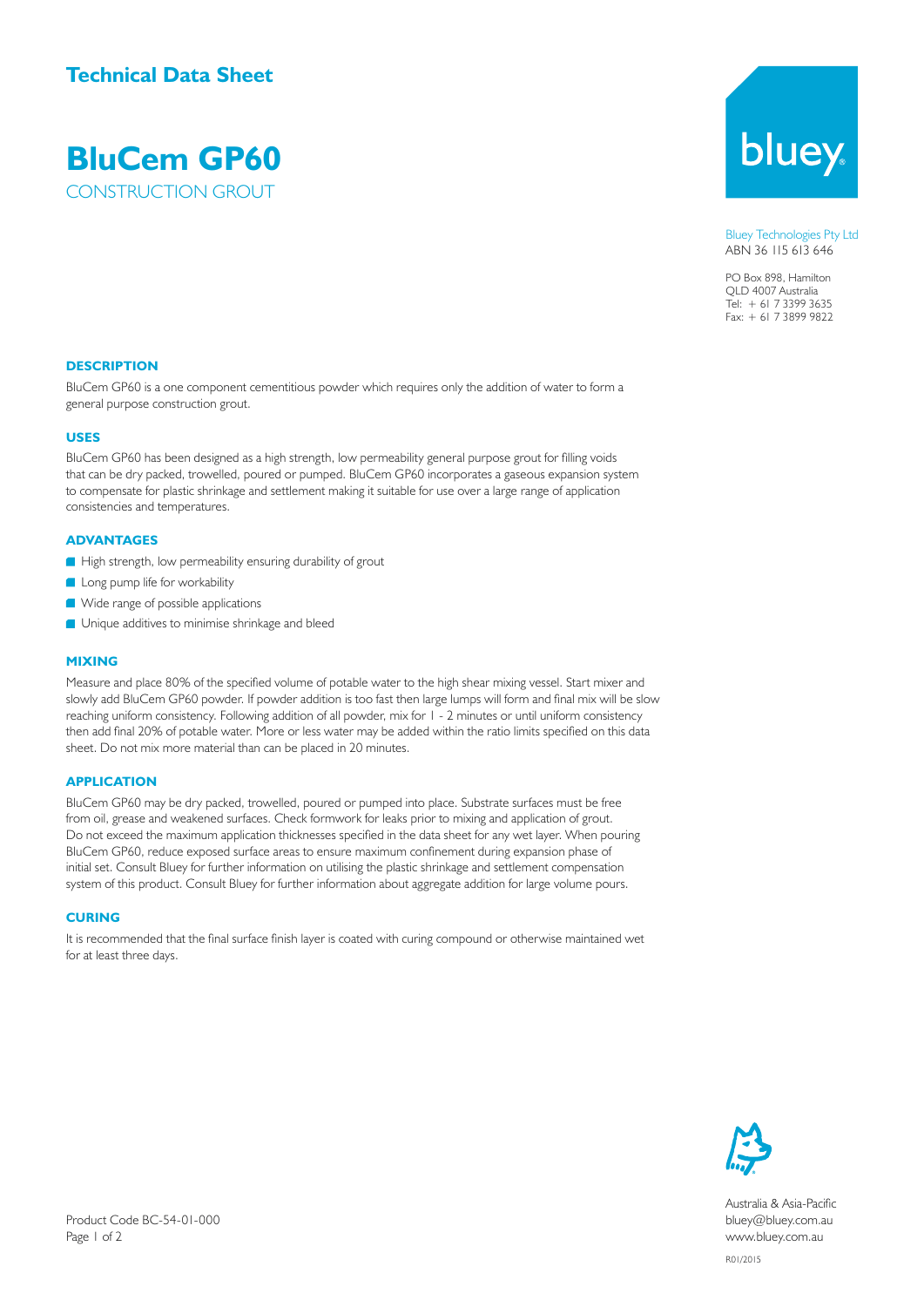## Technical Data Sheet

# BluCem GP60

CONSTRUCTION GROUT

Bluey Technologies Pty Ltd
ABN 36 115 613 646

PO Box 898, Hamilton
QLD 4007 Australia
Tel: + 61 7 3399 3635
Fax: + 61 7 3899 9822

### DESCRIPTION

BluCem GP60 is a one component cementitious powder which requires only the addition of water to form a general purpose construction grout.

### USES

BluCem GP60 has been designed as a high strength, low permeability general purpose grout for filling voids that can be dry packed, trowelled, poured or pumped. BluCem GP60 incorporates a gaseous expansion system to compensate for plastic shrinkage and settlement making it suitable for use over a large range of application consistencies and temperatures.

### ADVANTAGES

- High strength, low permeability ensuring durability of grout
- Long pump life for workability
- Wide range of possible applications
- Unique additives to minimise shrinkage and bleed

### MIXING

Measure and place 80% of the specified volume of potable water to the high shear mixing vessel. Start mixer and slowly add BluCem GP60 powder. If powder addition is too fast then large lumps will form and final mix will be slow reaching uniform consistency. Following addition of all powder, mix for 1 - 2 minutes or until uniform consistency then add final 20% of potable water. More or less water may be added within the ratio limits specified on this data sheet. Do not mix more material than can be placed in 20 minutes.

### APPLICATION

BluCem GP60 may be dry packed, trowelled, poured or pumped into place. Substrate surfaces must be free from oil, grease and weakened surfaces. Check formwork for leaks prior to mixing and application of grout. Do not exceed the maximum application thicknesses specified in the data sheet for any wet layer. When pouring BluCem GP60, reduce exposed surface areas to ensure maximum confinement during expansion phase of initial set. Consult Bluey for further information on utilising the plastic shrinkage and settlement compensation system of this product. Consult Bluey for further information about aggregate addition for large volume pours.

### CURING

It is recommended that the final surface finish layer is coated with curing compound or otherwise maintained wet for at least three days.

Product Code BC-54-01-000

Australia & Asia-Pacific
bluey@bluey.com.au
www.bluey.com.au

R01/2015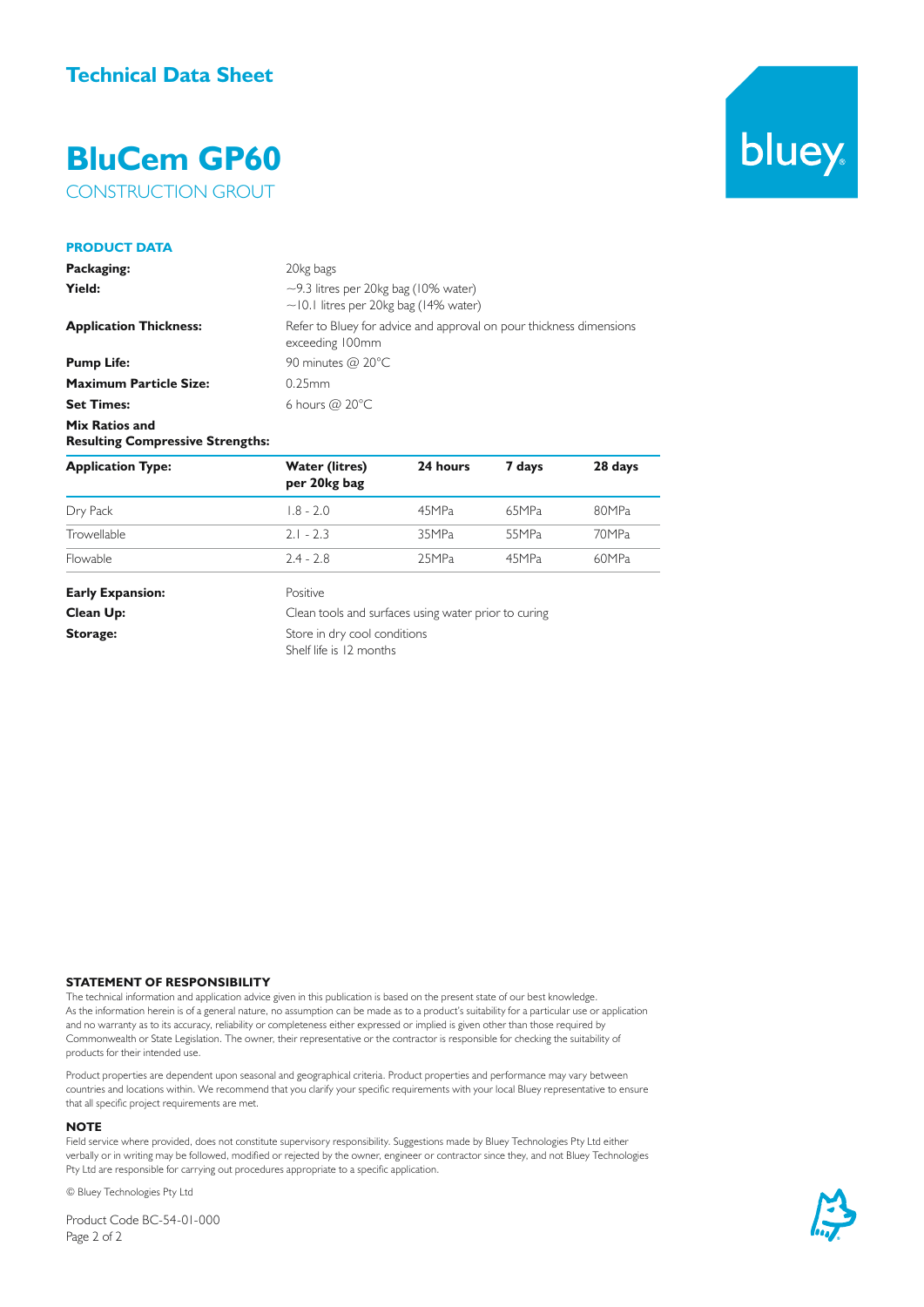## Technical Data Sheet

# BluCem GP60

CONSTRUCTION GROUT

### PRODUCT DATA

| | |
|---|---|
| **Packaging:** | 20kg bags |
| **Yield:** | ~9.3 litres per 20kg bag (10% water)<br>~10.1 litres per 20kg bag (14% water) |
| **Application Thickness:** | Refer to Bluey for advice and approval on pour thickness dimensions exceeding 100mm |
| **Pump Life:** | 90 minutes @ 20°C |
| **Maximum Particle Size:** | 0.25mm |
| **Set Times:** | 6 hours @ 20°C |

**Mix Ratios and Resulting Compressive Strengths:**

| Application Type: | Water (litres) per 20kg bag | 24 hours | 7 days | 28 days |
|---|---|---|---|---|
| Dry Pack | 1.8 - 2.0 | 45MPa | 65MPa | 80MPa |
| Trowellable | 2.1 - 2.3 | 35MPa | 55MPa | 70MPa |
| Flowable | 2.4 - 2.8 | 25MPa | 45MPa | 60MPa |

| | |
|---|---|
| **Early Expansion:** | Positive |
| **Clean Up:** | Clean tools and surfaces using water prior to curing |
| **Storage:** | Store in dry cool conditions<br>Shelf life is 12 months |

### STATEMENT OF RESPONSIBILITY

The technical information and application advice given in this publication is based on the present state of our best knowledge. As the information herein is of a general nature, no assumption can be made as to a product's suitability for a particular use or application and no warranty as to its accuracy, reliability or completeness either expressed or implied is given other than those required by Commonwealth or State Legislation. The owner, their representative or the contractor is responsible for checking the suitability of products for their intended use.

Product properties are dependent upon seasonal and geographical criteria. Product properties and performance may vary between countries and locations within. We recommend that you clarify your specific requirements with your local Bluey representative to ensure that all specific project requirements are met.

### NOTE

Field service where provided, does not constitute supervisory responsibility. Suggestions made by Bluey Technologies Pty Ltd either verbally or in writing may be followed, modified or rejected by the owner, engineer or contractor since they, and not Bluey Technologies Pty Ltd are responsible for carrying out procedures appropriate to a specific application.

© Bluey Technologies Pty Ltd

Product Code BC-54-01-000